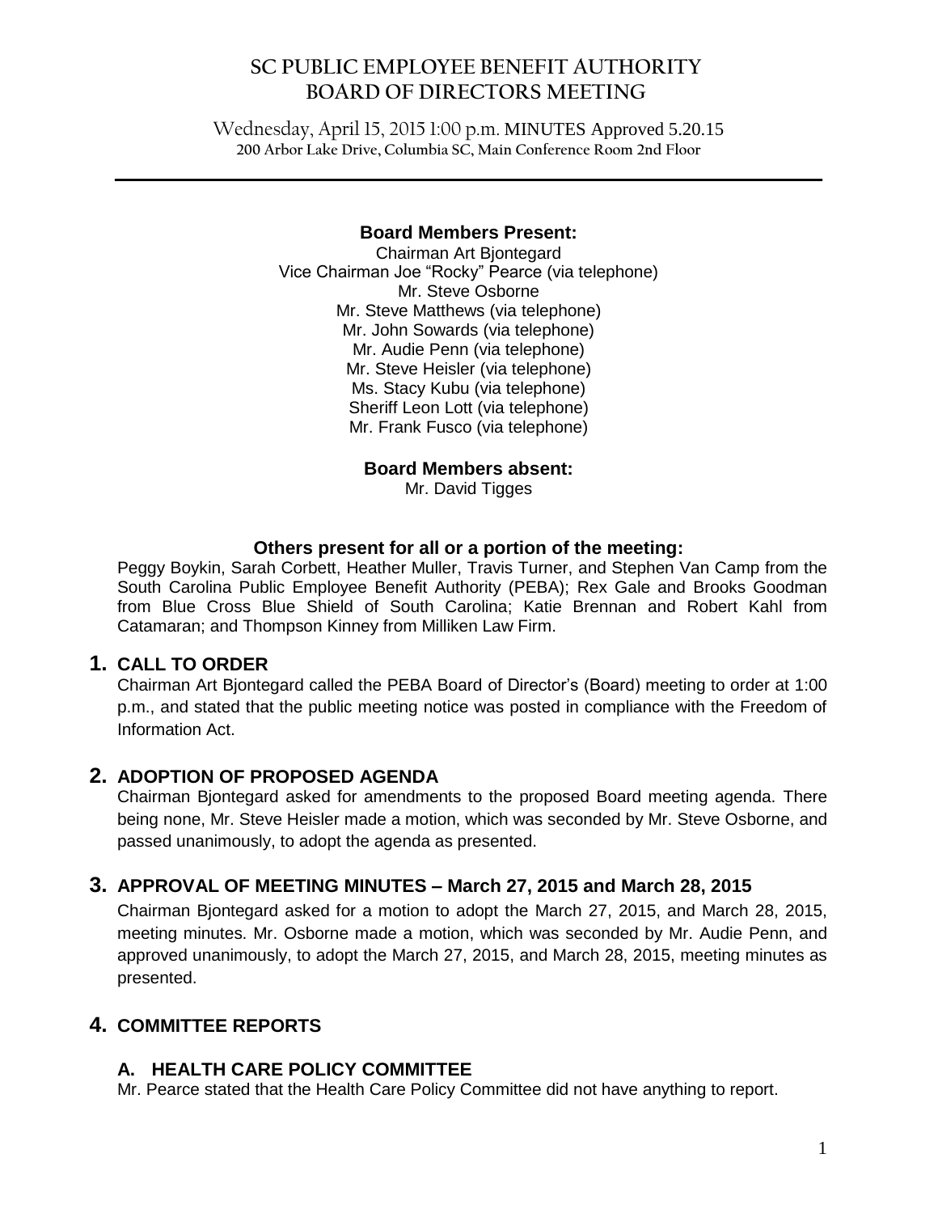# SC PUBLIC EMPLOYEE BENEFIT AUTHORITY BOARD OF DIRECTORS MEETING

Wednesday, April 15, 2015 1:00 p.m. **MINUTES Approved 5.20.15**
**200 Arbor Lake Drive, Columbia SC, Main Conference Room 2nd Floor**

**Board Members Present:**
Chairman Art Bjontegard
Vice Chairman Joe "Rocky" Pearce (via telephone)
Mr. Steve Osborne
Mr. Steve Matthews (via telephone)
Mr. John Sowards (via telephone)
Mr. Audie Penn (via telephone)
Mr. Steve Heisler (via telephone)
Ms. Stacy Kubu (via telephone)
Sheriff Leon Lott (via telephone)
Mr. Frank Fusco (via telephone)

**Board Members absent:**
Mr. David Tigges

**Others present for all or a portion of the meeting:**
Peggy Boykin, Sarah Corbett, Heather Muller, Travis Turner, and Stephen Van Camp from the South Carolina Public Employee Benefit Authority (PEBA); Rex Gale and Brooks Goodman from Blue Cross Blue Shield of South Carolina; Katie Brennan and Robert Kahl from Catamaran; and Thompson Kinney from Milliken Law Firm.

## 1. CALL TO ORDER

Chairman Art Bjontegard called the PEBA Board of Director's (Board) meeting to order at 1:00 p.m., and stated that the public meeting notice was posted in compliance with the Freedom of Information Act.

## 2. ADOPTION OF PROPOSED AGENDA

Chairman Bjontegard asked for amendments to the proposed Board meeting agenda. There being none, Mr. Steve Heisler made a motion, which was seconded by Mr. Steve Osborne, and passed unanimously, to adopt the agenda as presented.

## 3. APPROVAL OF MEETING MINUTES – March 27, 2015 and March 28, 2015

Chairman Bjontegard asked for a motion to adopt the March 27, 2015, and March 28, 2015, meeting minutes. Mr. Osborne made a motion, which was seconded by Mr. Audie Penn, and approved unanimously, to adopt the March 27, 2015, and March 28, 2015, meeting minutes as presented.

## 4. COMMITTEE REPORTS

### A. HEALTH CARE POLICY COMMITTEE

Mr. Pearce stated that the Health Care Policy Committee did not have anything to report.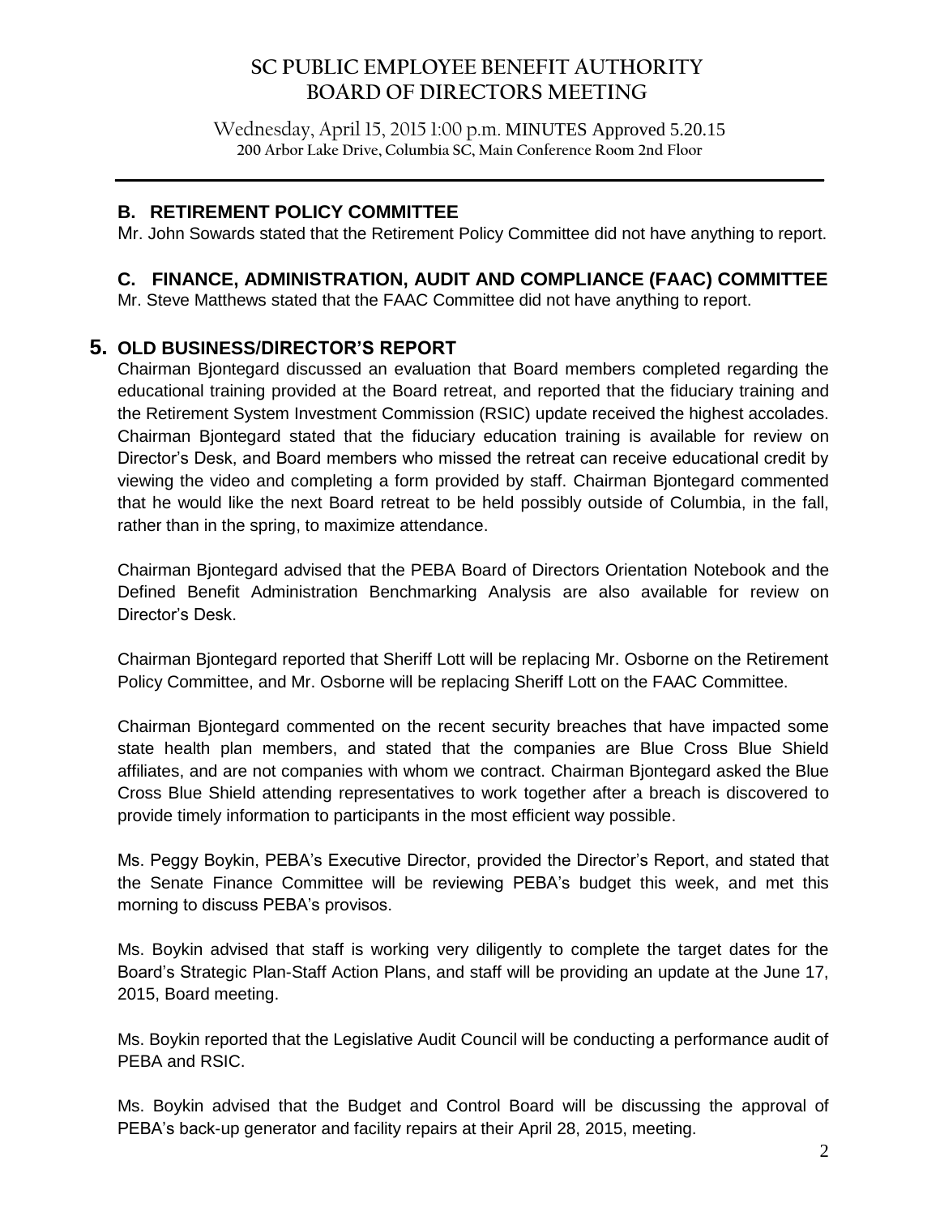## B. RETIREMENT POLICY COMMITTEE

Mr. John Sowards stated that the Retirement Policy Committee did not have anything to report.

## C. FINANCE, ADMINISTRATION, AUDIT AND COMPLIANCE (FAAC) COMMITTEE

Mr. Steve Matthews stated that the FAAC Committee did not have anything to report.

# 5. OLD BUSINESS/DIRECTOR'S REPORT

Chairman Bjontegard discussed an evaluation that Board members completed regarding the educational training provided at the Board retreat, and reported that the fiduciary training and the Retirement System Investment Commission (RSIC) update received the highest accolades. Chairman Bjontegard stated that the fiduciary education training is available for review on Director's Desk, and Board members who missed the retreat can receive educational credit by viewing the video and completing a form provided by staff. Chairman Bjontegard commented that he would like the next Board retreat to be held possibly outside of Columbia, in the fall, rather than in the spring, to maximize attendance.

Chairman Bjontegard advised that the PEBA Board of Directors Orientation Notebook and the Defined Benefit Administration Benchmarking Analysis are also available for review on Director's Desk.

Chairman Bjontegard reported that Sheriff Lott will be replacing Mr. Osborne on the Retirement Policy Committee, and Mr. Osborne will be replacing Sheriff Lott on the FAAC Committee.

Chairman Bjontegard commented on the recent security breaches that have impacted some state health plan members, and stated that the companies are Blue Cross Blue Shield affiliates, and are not companies with whom we contract. Chairman Bjontegard asked the Blue Cross Blue Shield attending representatives to work together after a breach is discovered to provide timely information to participants in the most efficient way possible.

Ms. Peggy Boykin, PEBA's Executive Director, provided the Director's Report, and stated that the Senate Finance Committee will be reviewing PEBA's budget this week, and met this morning to discuss PEBA's provisos.

Ms. Boykin advised that staff is working very diligently to complete the target dates for the Board's Strategic Plan-Staff Action Plans, and staff will be providing an update at the June 17, 2015, Board meeting.

Ms. Boykin reported that the Legislative Audit Council will be conducting a performance audit of PEBA and RSIC.

Ms. Boykin advised that the Budget and Control Board will be discussing the approval of PEBA's back-up generator and facility repairs at their April 28, 2015, meeting.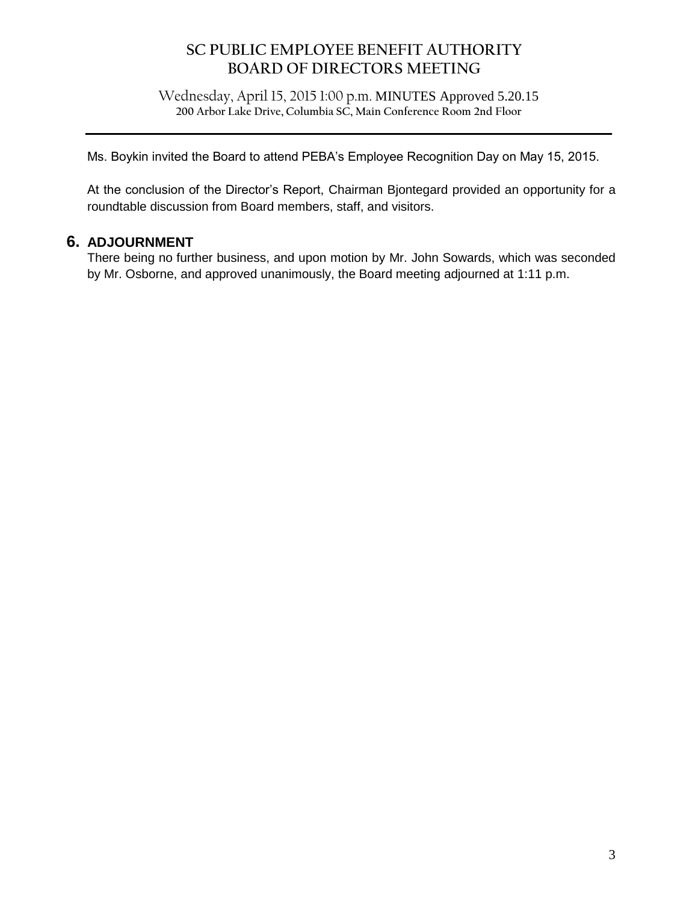Ms. Boykin invited the Board to attend PEBA's Employee Recognition Day on May 15, 2015.

At the conclusion of the Director's Report, Chairman Bjontegard provided an opportunity for a roundtable discussion from Board members, staff, and visitors.

## 6. ADJOURNMENT

There being no further business, and upon motion by Mr. John Sowards, which was seconded by Mr. Osborne, and approved unanimously, the Board meeting adjourned at 1:11 p.m.